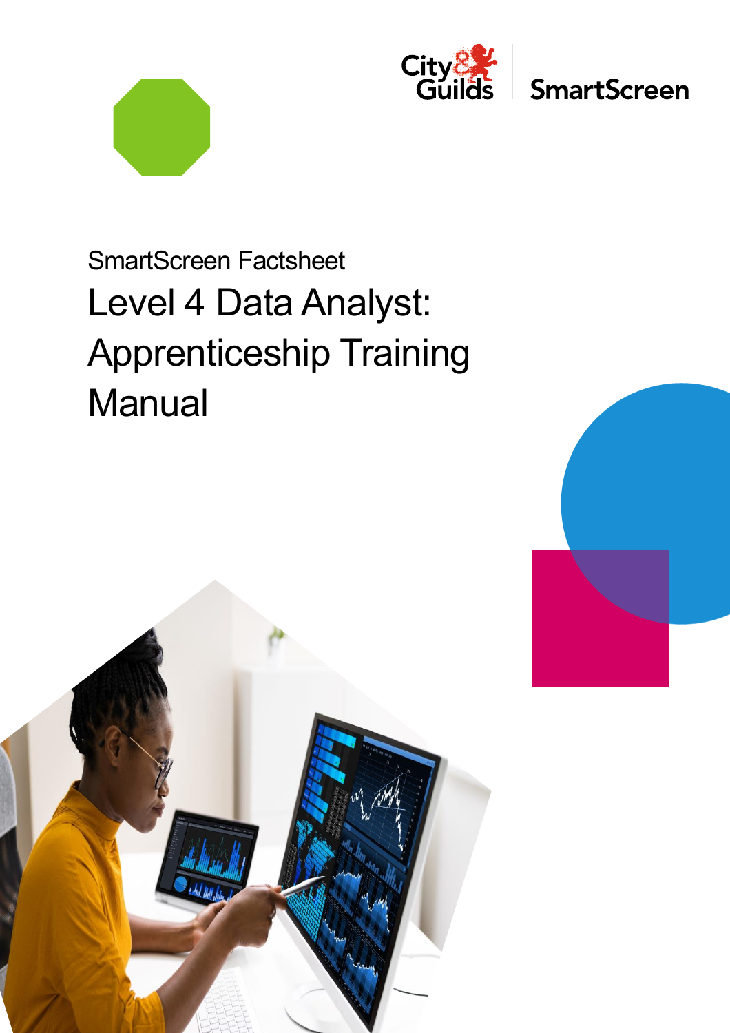City & Guilds | SmartScreen

SmartScreen Factsheet

# Level 4 Data Analyst: Apprenticeship Training Manual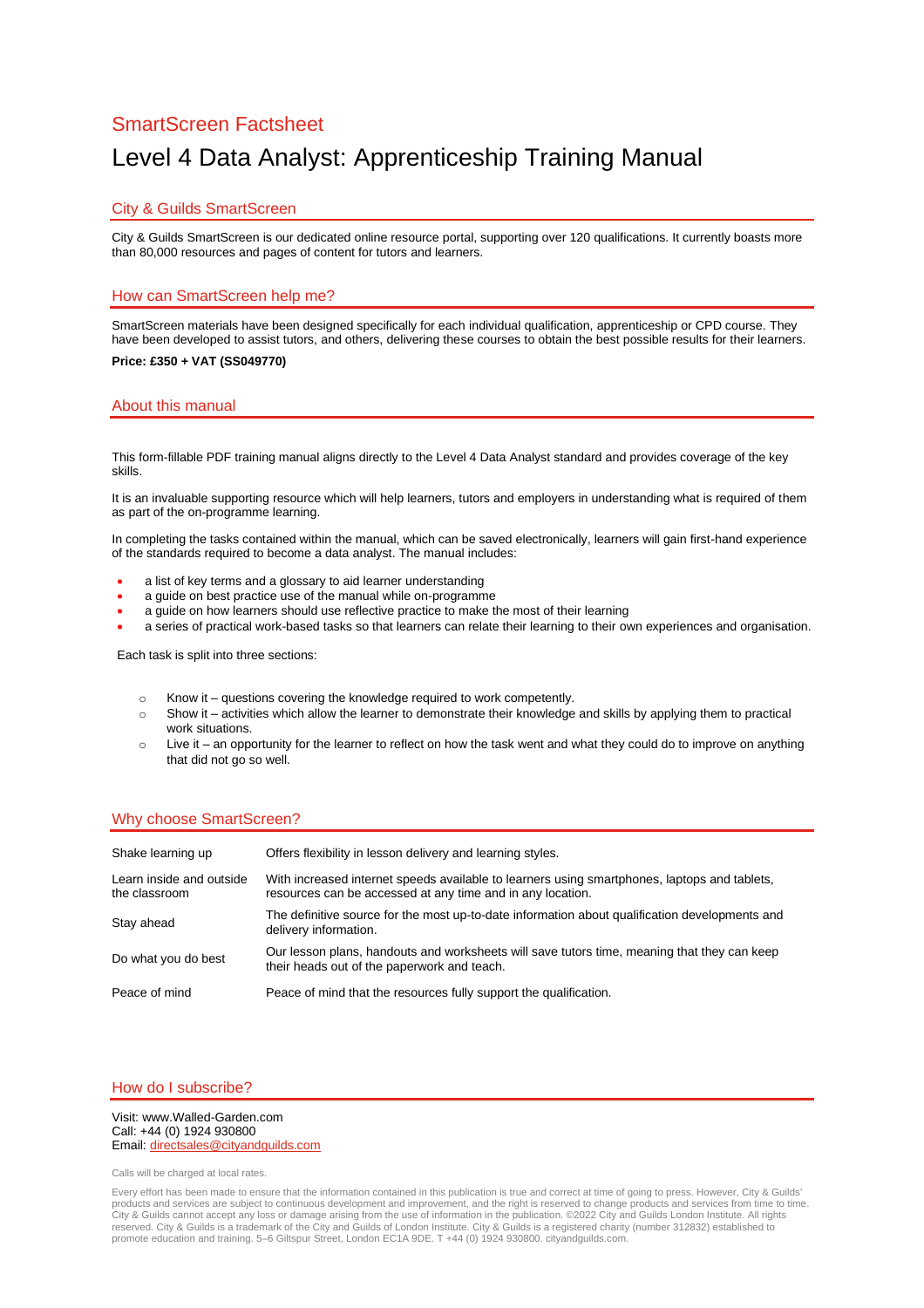# SmartScreen Factsheet

# Level 4 Data Analyst: Apprenticeship Training Manual

## City & Guilds SmartScreen

City & Guilds SmartScreen is our dedicated online resource portal, supporting over 120 qualifications. It currently boasts more than 80,000 resources and pages of content for tutors and learners.

## How can SmartScreen help me?

SmartScreen materials have been designed specifically for each individual qualification, apprenticeship or CPD course. They have been developed to assist tutors, and others, delivering these courses to obtain the best possible results for their learners.

**Price: £350 + VAT (SS049770)**

## About this manual

This form-fillable PDF training manual aligns directly to the Level 4 Data Analyst standard and provides coverage of the key skills.

It is an invaluable supporting resource which will help learners, tutors and employers in understanding what is required of them as part of the on-programme learning.

In completing the tasks contained within the manual, which can be saved electronically, learners will gain first-hand experience of the standards required to become a data analyst. The manual includes:

- a list of key terms and a glossary to aid learner understanding
- a guide on best practice use of the manual while on-programme
- a guide on how learners should use reflective practice to make the most of their learning
- a series of practical work-based tasks so that learners can relate their learning to their own experiences and organisation.

Each task is split into three sections:

- Know it – questions covering the knowledge required to work competently.
- Show it – activities which allow the learner to demonstrate their knowledge and skills by applying them to practical work situations.
- Live it – an opportunity for the learner to reflect on how the task went and what they could do to improve on anything that did not go so well.

## Why choose SmartScreen?

| | |
|---|---|
| Shake learning up | Offers flexibility in lesson delivery and learning styles. |
| Learn inside and outside the classroom | With increased internet speeds available to learners using smartphones, laptops and tablets, resources can be accessed at any time and in any location. |
| Stay ahead | The definitive source for the most up-to-date information about qualification developments and delivery information. |
| Do what you do best | Our lesson plans, handouts and worksheets will save tutors time, meaning that they can keep their heads out of the paperwork and teach. |
| Peace of mind | Peace of mind that the resources fully support the qualification. |

## How do I subscribe?

Visit: www.Walled-Garden.com
Call: +44 (0) 1924 930800
Email: directsales@cityandguilds.com

Calls will be charged at local rates.

Every effort has been made to ensure that the information contained in this publication is true and correct at time of going to press. However, City & Guilds' products and services are subject to continuous development and improvement, and the right is reserved to change products and services from time to time. City & Guilds cannot accept any loss or damage arising from the use of information in the publication. ©2022 City and Guilds London Institute. All rights reserved. City & Guilds is a trademark of the City and Guilds of London Institute. City & Guilds is a registered charity (number 312832) established to promote education and training. 5–6 Giltspur Street, London EC1A 9DE. T +44 (0) 1924 930800. cityandguilds.com.